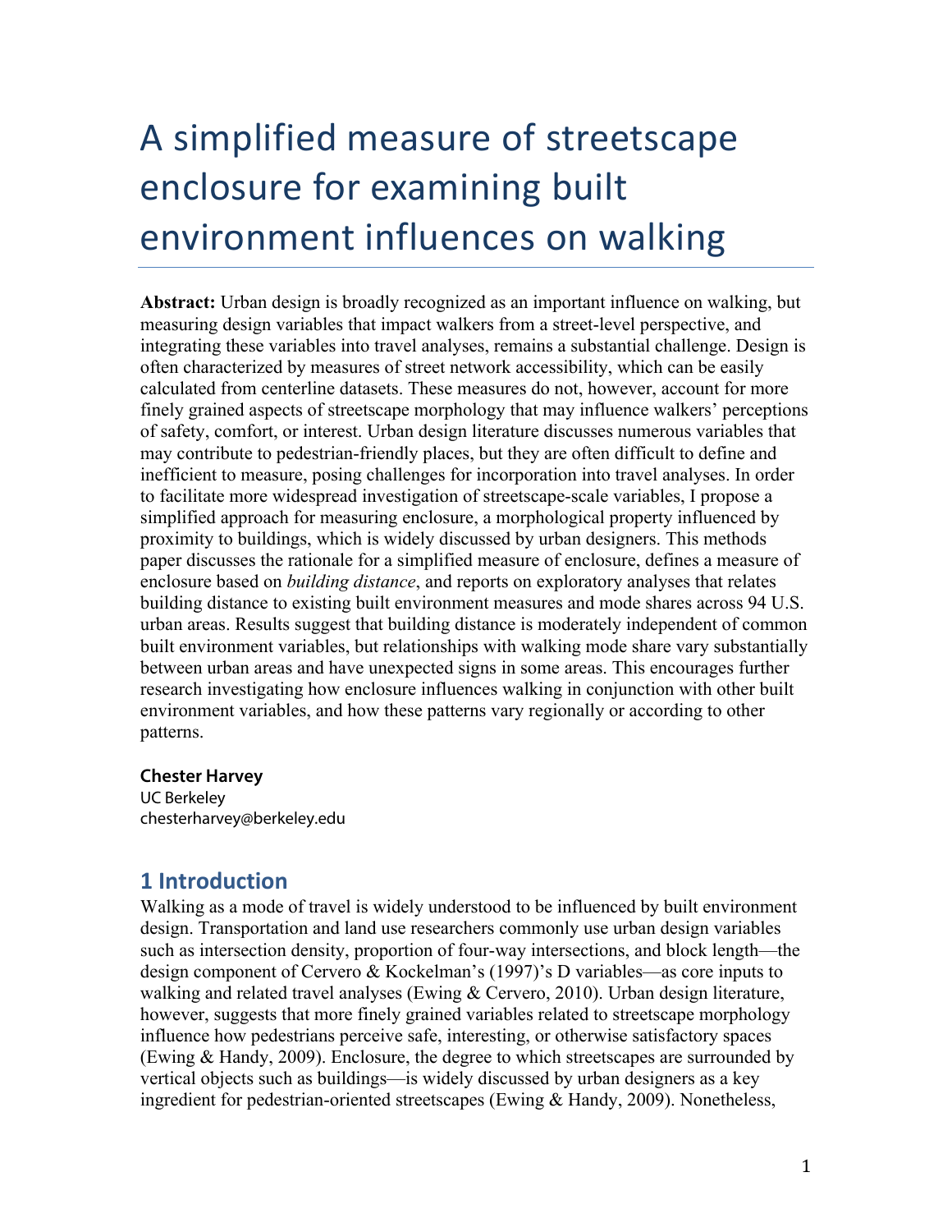# A simplified measure of streetscape enclosure for examining built environment influences on walking

**Abstract:** Urban design is broadly recognized as an important influence on walking, but measuring design variables that impact walkers from a street-level perspective, and integrating these variables into travel analyses, remains a substantial challenge. Design is often characterized by measures of street network accessibility, which can be easily calculated from centerline datasets. These measures do not, however, account for more finely grained aspects of streetscape morphology that may influence walkers' perceptions of safety, comfort, or interest. Urban design literature discusses numerous variables that may contribute to pedestrian-friendly places, but they are often difficult to define and inefficient to measure, posing challenges for incorporation into travel analyses. In order to facilitate more widespread investigation of streetscape-scale variables, I propose a simplified approach for measuring enclosure, a morphological property influenced by proximity to buildings, which is widely discussed by urban designers. This methods paper discusses the rationale for a simplified measure of enclosure, defines a measure of enclosure based on *building distance*, and reports on exploratory analyses that relates building distance to existing built environment measures and mode shares across 94 U.S. urban areas. Results suggest that building distance is moderately independent of common built environment variables, but relationships with walking mode share vary substantially between urban areas and have unexpected signs in some areas. This encourages further research investigating how enclosure influences walking in conjunction with other built environment variables, and how these patterns vary regionally or according to other patterns.

**Chester Harvey**
UC Berkeley
chesterharvey@berkeley.edu

## 1 Introduction

Walking as a mode of travel is widely understood to be influenced by built environment design. Transportation and land use researchers commonly use urban design variables such as intersection density, proportion of four-way intersections, and block length—the design component of Cervero & Kockelman's (1997)'s D variables—as core inputs to walking and related travel analyses (Ewing & Cervero, 2010). Urban design literature, however, suggests that more finely grained variables related to streetscape morphology influence how pedestrians perceive safe, interesting, or otherwise satisfactory spaces (Ewing & Handy, 2009). Enclosure, the degree to which streetscapes are surrounded by vertical objects such as buildings—is widely discussed by urban designers as a key ingredient for pedestrian-oriented streetscapes (Ewing & Handy, 2009). Nonetheless,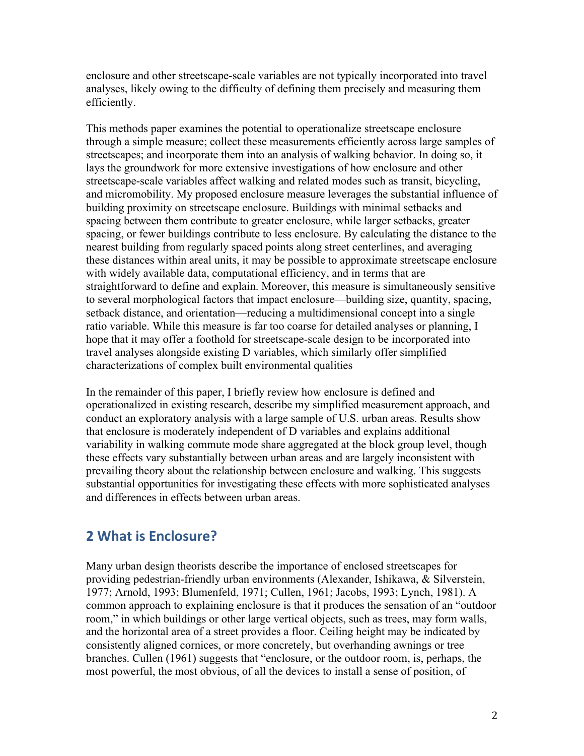enclosure and other streetscape-scale variables are not typically incorporated into travel analyses, likely owing to the difficulty of defining them precisely and measuring them efficiently.

This methods paper examines the potential to operationalize streetscape enclosure through a simple measure; collect these measurements efficiently across large samples of streetscapes; and incorporate them into an analysis of walking behavior. In doing so, it lays the groundwork for more extensive investigations of how enclosure and other streetscape-scale variables affect walking and related modes such as transit, bicycling, and micromobility. My proposed enclosure measure leverages the substantial influence of building proximity on streetscape enclosure. Buildings with minimal setbacks and spacing between them contribute to greater enclosure, while larger setbacks, greater spacing, or fewer buildings contribute to less enclosure. By calculating the distance to the nearest building from regularly spaced points along street centerlines, and averaging these distances within areal units, it may be possible to approximate streetscape enclosure with widely available data, computational efficiency, and in terms that are straightforward to define and explain. Moreover, this measure is simultaneously sensitive to several morphological factors that impact enclosure—building size, quantity, spacing, setback distance, and orientation—reducing a multidimensional concept into a single ratio variable. While this measure is far too coarse for detailed analyses or planning, I hope that it may offer a foothold for streetscape-scale design to be incorporated into travel analyses alongside existing D variables, which similarly offer simplified characterizations of complex built environmental qualities

In the remainder of this paper, I briefly review how enclosure is defined and operationalized in existing research, describe my simplified measurement approach, and conduct an exploratory analysis with a large sample of U.S. urban areas. Results show that enclosure is moderately independent of D variables and explains additional variability in walking commute mode share aggregated at the block group level, though these effects vary substantially between urban areas and are largely inconsistent with prevailing theory about the relationship between enclosure and walking. This suggests substantial opportunities for investigating these effects with more sophisticated analyses and differences in effects between urban areas.

## 2 What is Enclosure?

Many urban design theorists describe the importance of enclosed streetscapes for providing pedestrian-friendly urban environments (Alexander, Ishikawa, & Silverstein, 1977; Arnold, 1993; Blumenfeld, 1971; Cullen, 1961; Jacobs, 1993; Lynch, 1981). A common approach to explaining enclosure is that it produces the sensation of an "outdoor room," in which buildings or other large vertical objects, such as trees, may form walls, and the horizontal area of a street provides a floor. Ceiling height may be indicated by consistently aligned cornices, or more concretely, but overhanding awnings or tree branches. Cullen (1961) suggests that "enclosure, or the outdoor room, is, perhaps, the most powerful, the most obvious, of all the devices to install a sense of position, of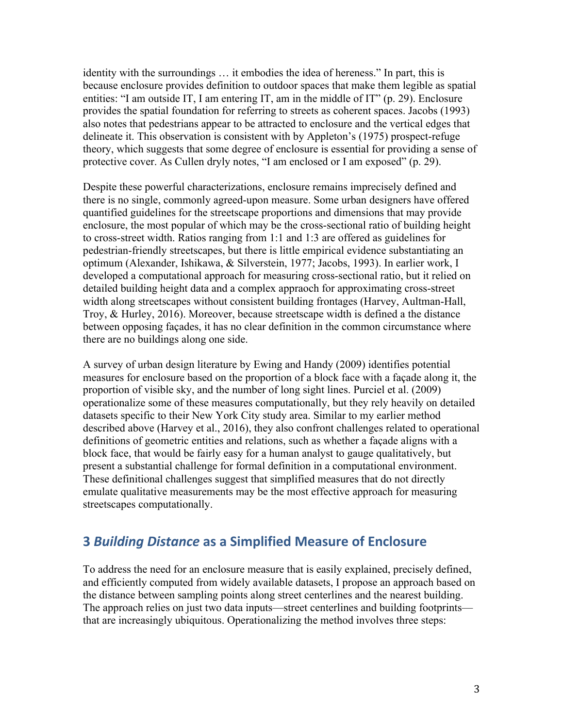identity with the surroundings … it embodies the idea of hereness." In part, this is because enclosure provides definition to outdoor spaces that make them legible as spatial entities: "I am outside IT, I am entering IT, am in the middle of IT" (p. 29). Enclosure provides the spatial foundation for referring to streets as coherent spaces. Jacobs (1993) also notes that pedestrians appear to be attracted to enclosure and the vertical edges that delineate it. This observation is consistent with by Appleton's (1975) prospect-refuge theory, which suggests that some degree of enclosure is essential for providing a sense of protective cover. As Cullen dryly notes, "I am enclosed or I am exposed" (p. 29).

Despite these powerful characterizations, enclosure remains imprecisely defined and there is no single, commonly agreed-upon measure. Some urban designers have offered quantified guidelines for the streetscape proportions and dimensions that may provide enclosure, the most popular of which may be the cross-sectional ratio of building height to cross-street width. Ratios ranging from 1:1 and 1:3 are offered as guidelines for pedestrian-friendly streetscapes, but there is little empirical evidence substantiating an optimum (Alexander, Ishikawa, & Silverstein, 1977; Jacobs, 1993). In earlier work, I developed a computational approach for measuring cross-sectional ratio, but it relied on detailed building height data and a complex appraoch for approximating cross-street width along streetscapes without consistent building frontages (Harvey, Aultman-Hall, Troy, & Hurley, 2016). Moreover, because streetscape width is defined a the distance between opposing façades, it has no clear definition in the common circumstance where there are no buildings along one side.

A survey of urban design literature by Ewing and Handy (2009) identifies potential measures for enclosure based on the proportion of a block face with a façade along it, the proportion of visible sky, and the number of long sight lines. Purciel et al. (2009) operationalize some of these measures computationally, but they rely heavily on detailed datasets specific to their New York City study area. Similar to my earlier method described above (Harvey et al., 2016), they also confront challenges related to operational definitions of geometric entities and relations, such as whether a façade aligns with a block face, that would be fairly easy for a human analyst to gauge qualitatively, but present a substantial challenge for formal definition in a computational environment. These definitional challenges suggest that simplified measures that do not directly emulate qualitative measurements may be the most effective approach for measuring streetscapes computationally.

## 3 *Building Distance* as a Simplified Measure of Enclosure

To address the need for an enclosure measure that is easily explained, precisely defined, and efficiently computed from widely available datasets, I propose an approach based on the distance between sampling points along street centerlines and the nearest building. The approach relies on just two data inputs—street centerlines and building footprints—that are increasingly ubiquitous. Operationalizing the method involves three steps: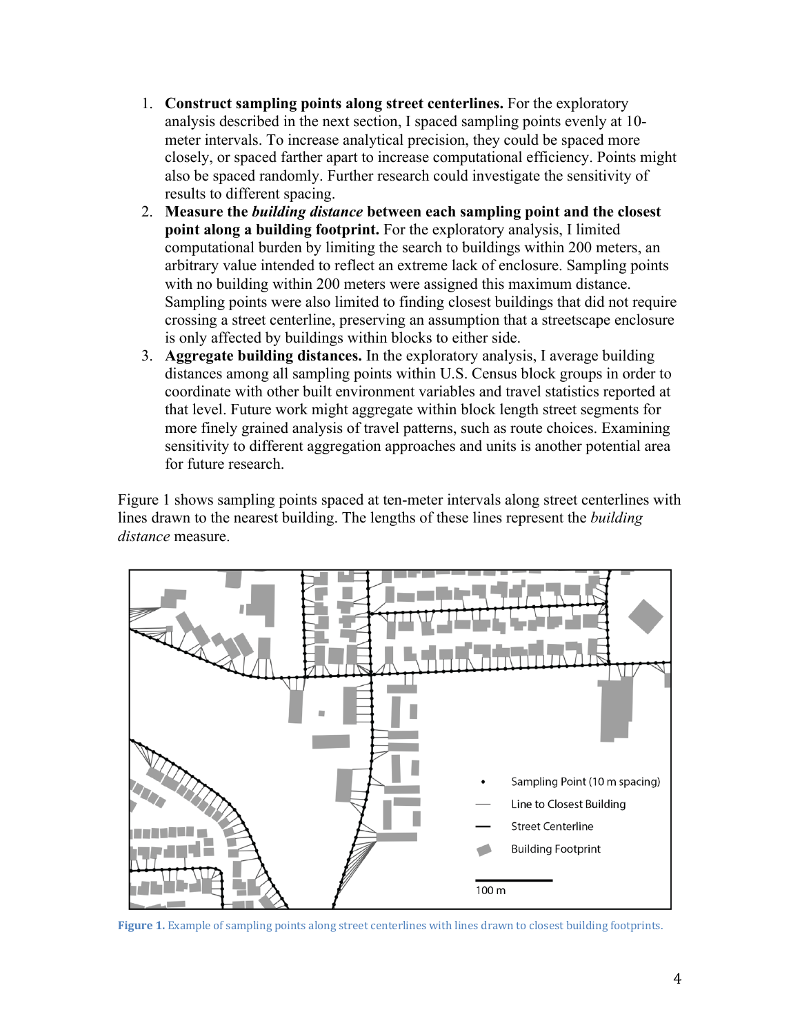1. **Construct sampling points along street centerlines.** For the exploratory analysis described in the next section, I spaced sampling points evenly at 10-meter intervals. To increase analytical precision, they could be spaced more closely, or spaced farther apart to increase computational efficiency. Points might also be spaced randomly. Further research could investigate the sensitivity of results to different spacing.
2. **Measure the *building distance* between each sampling point and the closest point along a building footprint.** For the exploratory analysis, I limited computational burden by limiting the search to buildings within 200 meters, an arbitrary value intended to reflect an extreme lack of enclosure. Sampling points with no building within 200 meters were assigned this maximum distance. Sampling points were also limited to finding closest buildings that did not require crossing a street centerline, preserving an assumption that a streetscape enclosure is only affected by buildings within blocks to either side.
3. **Aggregate building distances.** In the exploratory analysis, I average building distances among all sampling points within U.S. Census block groups in order to coordinate with other built environment variables and travel statistics reported at that level. Future work might aggregate within block length street segments for more finely grained analysis of travel patterns, such as route choices. Examining sensitivity to different aggregation approaches and units is another potential area for future research.

Figure 1 shows sampling points spaced at ten-meter intervals along street centerlines with lines drawn to the nearest building. The lengths of these lines represent the *building distance* measure.

**Figure 1.** Example of sampling points along street centerlines with lines drawn to closest building footprints.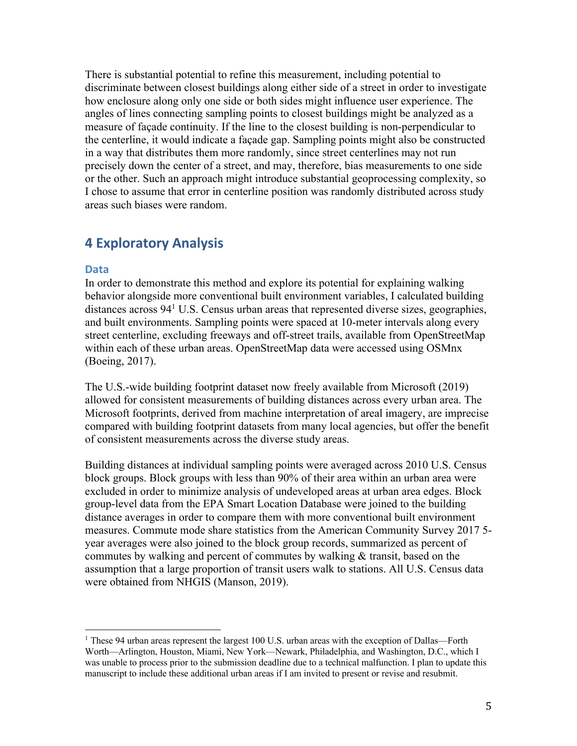There is substantial potential to refine this measurement, including potential to discriminate between closest buildings along either side of a street in order to investigate how enclosure along only one side or both sides might influence user experience. The angles of lines connecting sampling points to closest buildings might be analyzed as a measure of façade continuity. If the line to the closest building is non-perpendicular to the centerline, it would indicate a façade gap. Sampling points might also be constructed in a way that distributes them more randomly, since street centerlines may not run precisely down the center of a street, and may, therefore, bias measurements to one side or the other. Such an approach might introduce substantial geoprocessing complexity, so I chose to assume that error in centerline position was randomly distributed across study areas such biases were random.

## 4 Exploratory Analysis

### Data

In order to demonstrate this method and explore its potential for explaining walking behavior alongside more conventional built environment variables, I calculated building distances across 94[1] U.S. Census urban areas that represented diverse sizes, geographies, and built environments. Sampling points were spaced at 10-meter intervals along every street centerline, excluding freeways and off-street trails, available from OpenStreetMap within each of these urban areas. OpenStreetMap data were accessed using OSMnx (Boeing, 2017).

The U.S.-wide building footprint dataset now freely available from Microsoft (2019) allowed for consistent measurements of building distances across every urban area. The Microsoft footprints, derived from machine interpretation of areal imagery, are imprecise compared with building footprint datasets from many local agencies, but offer the benefit of consistent measurements across the diverse study areas.

Building distances at individual sampling points were averaged across 2010 U.S. Census block groups. Block groups with less than 90% of their area within an urban area were excluded in order to minimize analysis of undeveloped areas at urban area edges. Block group-level data from the EPA Smart Location Database were joined to the building distance averages in order to compare them with more conventional built environment measures. Commute mode share statistics from the American Community Survey 2017 5-year averages were also joined to the block group records, summarized as percent of commutes by walking and percent of commutes by walking & transit, based on the assumption that a large proportion of transit users walk to stations. All U.S. Census data were obtained from NHGIS (Manson, 2019).

---

[1] These 94 urban areas represent the largest 100 U.S. urban areas with the exception of Dallas—Forth Worth—Arlington, Houston, Miami, New York—Newark, Philadelphia, and Washington, D.C., which I was unable to process prior to the submission deadline due to a technical malfunction. I plan to update this manuscript to include these additional urban areas if I am invited to present or revise and resubmit.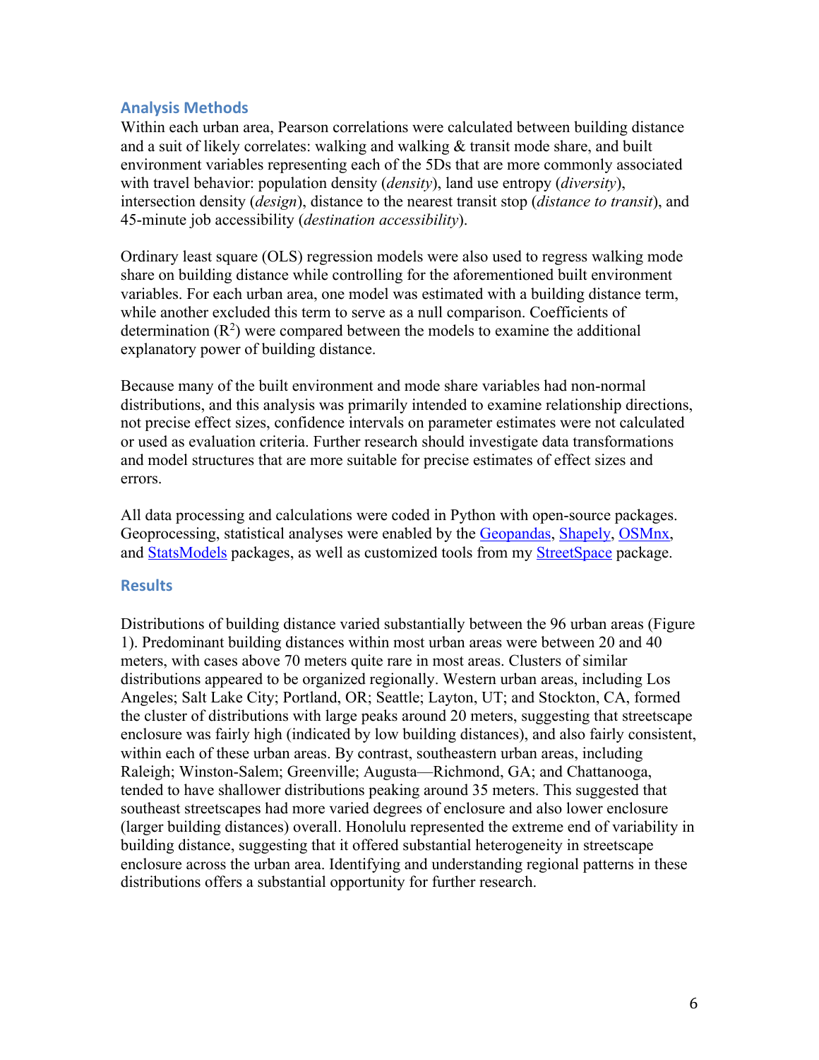## Analysis Methods

Within each urban area, Pearson correlations were calculated between building distance and a suit of likely correlates: walking and walking & transit mode share, and built environment variables representing each of the 5Ds that are more commonly associated with travel behavior: population density (*density*), land use entropy (*diversity*), intersection density (*design*), distance to the nearest transit stop (*distance to transit*), and 45-minute job accessibility (*destination accessibility*).

Ordinary least square (OLS) regression models were also used to regress walking mode share on building distance while controlling for the aforementioned built environment variables. For each urban area, one model was estimated with a building distance term, while another excluded this term to serve as a null comparison. Coefficients of determination ($R^2$) were compared between the models to examine the additional explanatory power of building distance.

Because many of the built environment and mode share variables had non-normal distributions, and this analysis was primarily intended to examine relationship directions, not precise effect sizes, confidence intervals on parameter estimates were not calculated or used as evaluation criteria. Further research should investigate data transformations and model structures that are more suitable for precise estimates of effect sizes and errors.

All data processing and calculations were coded in Python with open-source packages. Geoprocessing, statistical analyses were enabled by the Geopandas, Shapely, OSMnx, and StatsModels packages, as well as customized tools from my StreetSpace package.

## Results

Distributions of building distance varied substantially between the 96 urban areas (Figure 1). Predominant building distances within most urban areas were between 20 and 40 meters, with cases above 70 meters quite rare in most areas. Clusters of similar distributions appeared to be organized regionally. Western urban areas, including Los Angeles; Salt Lake City; Portland, OR; Seattle; Layton, UT; and Stockton, CA, formed the cluster of distributions with large peaks around 20 meters, suggesting that streetscape enclosure was fairly high (indicated by low building distances), and also fairly consistent, within each of these urban areas. By contrast, southeastern urban areas, including Raleigh; Winston-Salem; Greenville; Augusta—Richmond, GA; and Chattanooga, tended to have shallower distributions peaking around 35 meters. This suggested that southeast streetscapes had more varied degrees of enclosure and also lower enclosure (larger building distances) overall. Honolulu represented the extreme end of variability in building distance, suggesting that it offered substantial heterogeneity in streetscape enclosure across the urban area. Identifying and understanding regional patterns in these distributions offers a substantial opportunity for further research.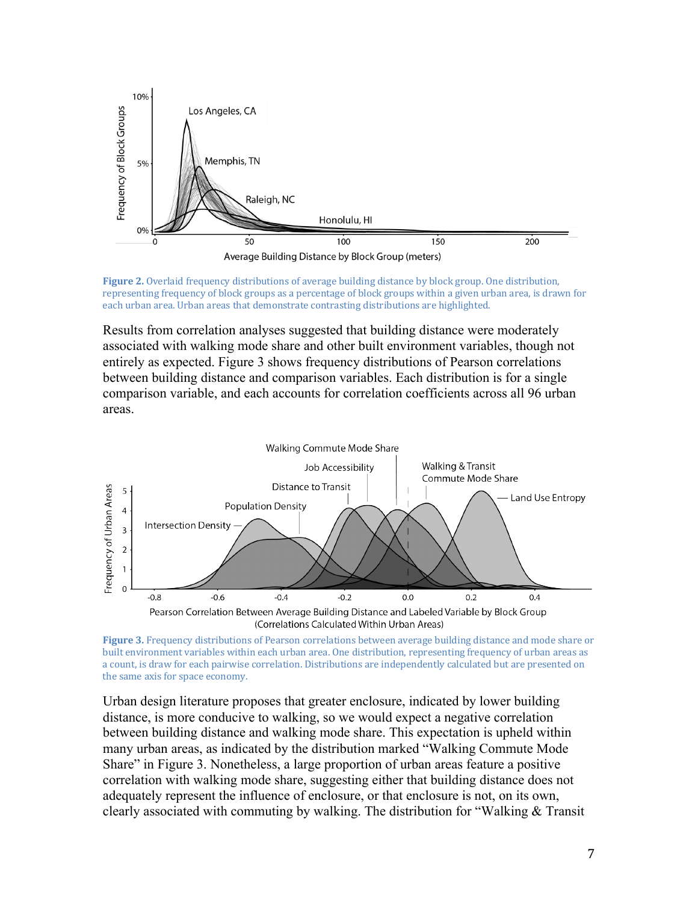**Figure 2.** Overlaid frequency distributions of average building distance by block group. One distribution, representing frequency of block groups as a percentage of block groups within a given urban area, is drawn for each urban area. Urban areas that demonstrate contrasting distributions are highlighted.

Results from correlation analyses suggested that building distance were moderately associated with walking mode share and other built environment variables, though not entirely as expected. Figure 3 shows frequency distributions of Pearson correlations between building distance and comparison variables. Each distribution is for a single comparison variable, and each accounts for correlation coefficients across all 96 urban areas.

**Figure 3.** Frequency distributions of Pearson correlations between average building distance and mode share or built environment variables within each urban area. One distribution, representing frequency of urban areas as a count, is draw for each pairwise correlation. Distributions are independently calculated but are presented on the same axis for space economy.

Urban design literature proposes that greater enclosure, indicated by lower building distance, is more conducive to walking, so we would expect a negative correlation between building distance and walking mode share. This expectation is upheld within many urban areas, as indicated by the distribution marked "Walking Commute Mode Share" in Figure 3. Nonetheless, a large proportion of urban areas feature a positive correlation with walking mode share, suggesting either that building distance does not adequately represent the influence of enclosure, or that enclosure is not, on its own, clearly associated with commuting by walking. The distribution for "Walking & Transit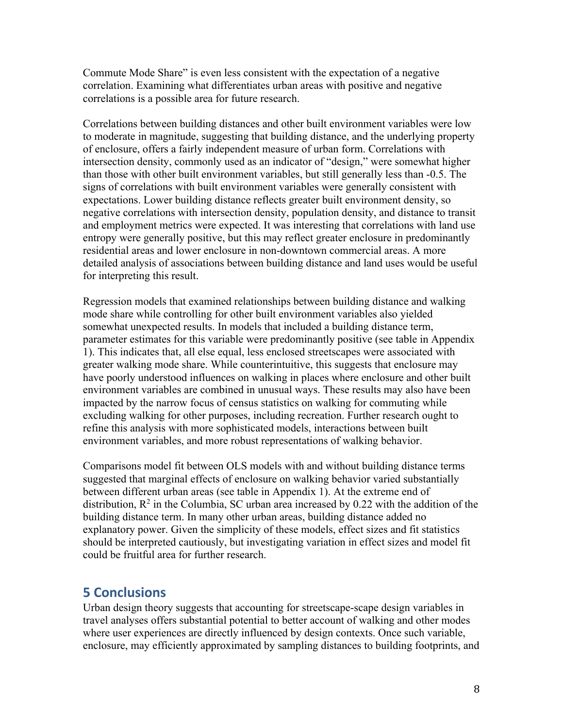Commute Mode Share" is even less consistent with the expectation of a negative correlation. Examining what differentiates urban areas with positive and negative correlations is a possible area for future research.

Correlations between building distances and other built environment variables were low to moderate in magnitude, suggesting that building distance, and the underlying property of enclosure, offers a fairly independent measure of urban form. Correlations with intersection density, commonly used as an indicator of "design," were somewhat higher than those with other built environment variables, but still generally less than -0.5. The signs of correlations with built environment variables were generally consistent with expectations. Lower building distance reflects greater built environment density, so negative correlations with intersection density, population density, and distance to transit and employment metrics were expected. It was interesting that correlations with land use entropy were generally positive, but this may reflect greater enclosure in predominantly residential areas and lower enclosure in non-downtown commercial areas. A more detailed analysis of associations between building distance and land uses would be useful for interpreting this result.

Regression models that examined relationships between building distance and walking mode share while controlling for other built environment variables also yielded somewhat unexpected results. In models that included a building distance term, parameter estimates for this variable were predominantly positive (see table in Appendix 1). This indicates that, all else equal, less enclosed streetscapes were associated with greater walking mode share. While counterintuitive, this suggests that enclosure may have poorly understood influences on walking in places where enclosure and other built environment variables are combined in unusual ways. These results may also have been impacted by the narrow focus of census statistics on walking for commuting while excluding walking for other purposes, including recreation. Further research ought to refine this analysis with more sophisticated models, interactions between built environment variables, and more robust representations of walking behavior.

Comparisons model fit between OLS models with and without building distance terms suggested that marginal effects of enclosure on walking behavior varied substantially between different urban areas (see table in Appendix 1). At the extreme end of distribution, $R^2$ in the Columbia, SC urban area increased by 0.22 with the addition of the building distance term. In many other urban areas, building distance added no explanatory power. Given the simplicity of these models, effect sizes and fit statistics should be interpreted cautiously, but investigating variation in effect sizes and model fit could be fruitful area for further research.

## 5 Conclusions

Urban design theory suggests that accounting for streetscape-scape design variables in travel analyses offers substantial potential to better account of walking and other modes where user experiences are directly influenced by design contexts. Once such variable, enclosure, may efficiently approximated by sampling distances to building footprints, and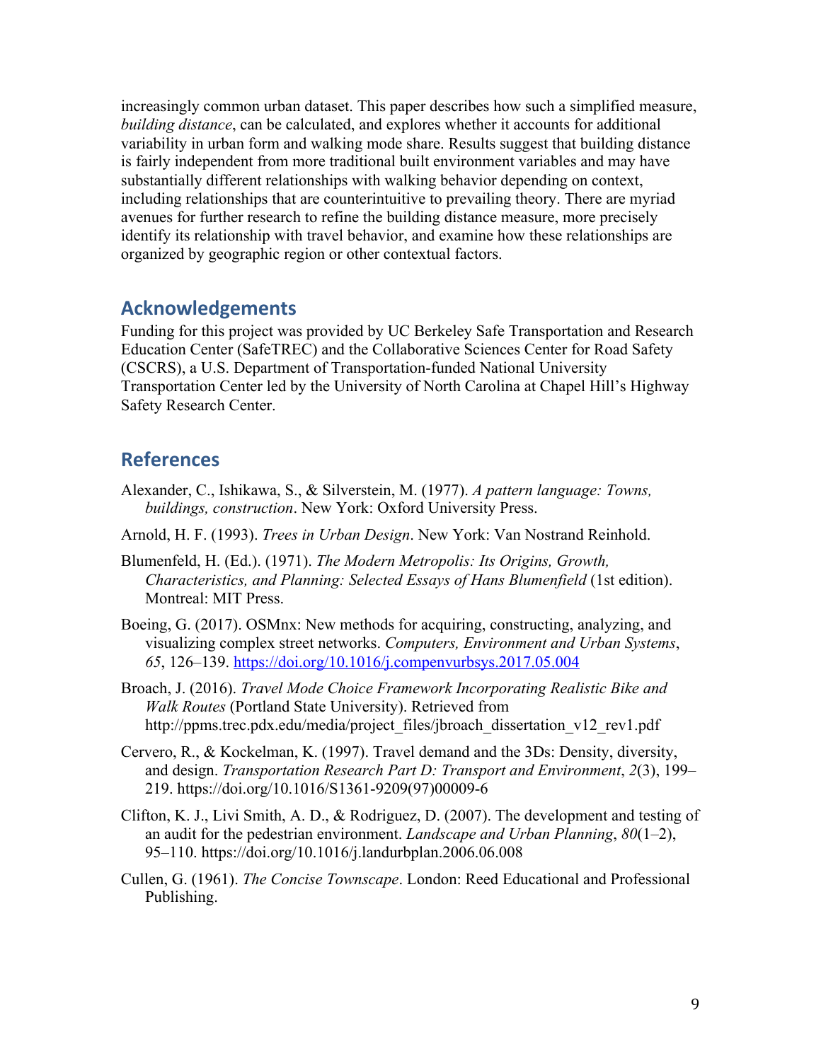increasingly common urban dataset. This paper describes how such a simplified measure, *building distance*, can be calculated, and explores whether it accounts for additional variability in urban form and walking mode share. Results suggest that building distance is fairly independent from more traditional built environment variables and may have substantially different relationships with walking behavior depending on context, including relationships that are counterintuitive to prevailing theory. There are myriad avenues for further research to refine the building distance measure, more precisely identify its relationship with travel behavior, and examine how these relationships are organized by geographic region or other contextual factors.

## Acknowledgements

Funding for this project was provided by UC Berkeley Safe Transportation and Research Education Center (SafeTREC) and the Collaborative Sciences Center for Road Safety (CSCRS), a U.S. Department of Transportation-funded National University Transportation Center led by the University of North Carolina at Chapel Hill's Highway Safety Research Center.

## References

Alexander, C., Ishikawa, S., & Silverstein, M. (1977). *A pattern language: Towns, buildings, construction*. New York: Oxford University Press.

Arnold, H. F. (1993). *Trees in Urban Design*. New York: Van Nostrand Reinhold.

Blumenfeld, H. (Ed.). (1971). *The Modern Metropolis: Its Origins, Growth, Characteristics, and Planning: Selected Essays of Hans Blumenfield* (1st edition). Montreal: MIT Press.

Boeing, G. (2017). OSMnx: New methods for acquiring, constructing, analyzing, and visualizing complex street networks. *Computers, Environment and Urban Systems*, *65*, 126–139. https://doi.org/10.1016/j.compenvurbsys.2017.05.004

Broach, J. (2016). *Travel Mode Choice Framework Incorporating Realistic Bike and Walk Routes* (Portland State University). Retrieved from http://ppms.trec.pdx.edu/media/project_files/jbroach_dissertation_v12_rev1.pdf

Cervero, R., & Kockelman, K. (1997). Travel demand and the 3Ds: Density, diversity, and design. *Transportation Research Part D: Transport and Environment*, *2*(3), 199–219. https://doi.org/10.1016/S1361-9209(97)00009-6

Clifton, K. J., Livi Smith, A. D., & Rodriguez, D. (2007). The development and testing of an audit for the pedestrian environment. *Landscape and Urban Planning*, *80*(1–2), 95–110. https://doi.org/10.1016/j.landurbplan.2006.06.008

Cullen, G. (1961). *The Concise Townscape*. London: Reed Educational and Professional Publishing.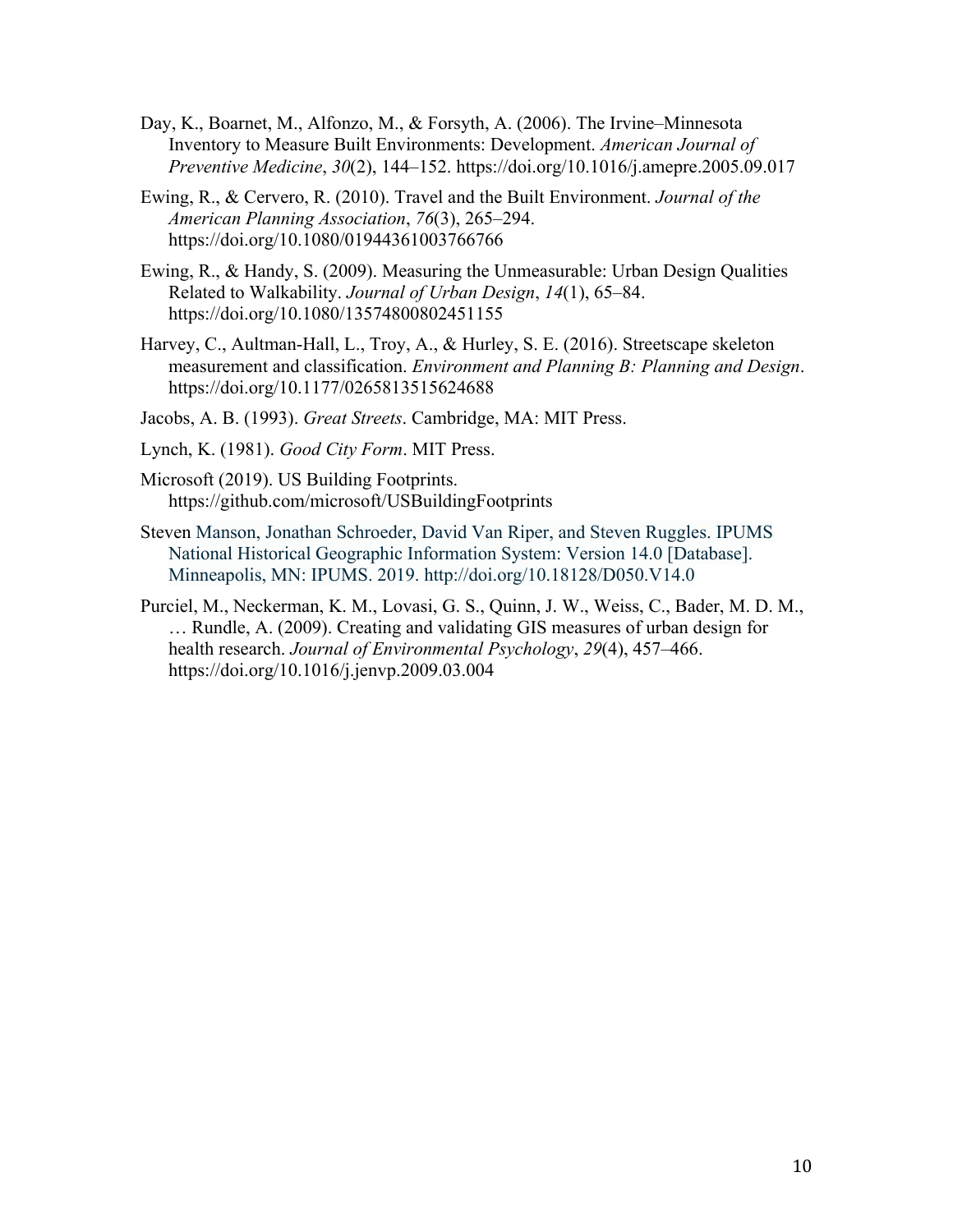Day, K., Boarnet, M., Alfonzo, M., & Forsyth, A. (2006). The Irvine–Minnesota Inventory to Measure Built Environments: Development. *American Journal of Preventive Medicine*, *30*(2), 144–152. https://doi.org/10.1016/j.amepre.2005.09.017

Ewing, R., & Cervero, R. (2010). Travel and the Built Environment. *Journal of the American Planning Association*, *76*(3), 265–294. https://doi.org/10.1080/01944361003766766

Ewing, R., & Handy, S. (2009). Measuring the Unmeasurable: Urban Design Qualities Related to Walkability. *Journal of Urban Design*, *14*(1), 65–84. https://doi.org/10.1080/13574800802451155

Harvey, C., Aultman-Hall, L., Troy, A., & Hurley, S. E. (2016). Streetscape skeleton measurement and classification. *Environment and Planning B: Planning and Design*. https://doi.org/10.1177/0265813515624688

Jacobs, A. B. (1993). *Great Streets*. Cambridge, MA: MIT Press.

Lynch, K. (1981). *Good City Form*. MIT Press.

Microsoft (2019). US Building Footprints. https://github.com/microsoft/USBuildingFootprints

Steven Manson, Jonathan Schroeder, David Van Riper, and Steven Ruggles. IPUMS National Historical Geographic Information System: Version 14.0 [Database]. Minneapolis, MN: IPUMS. 2019. http://doi.org/10.18128/D050.V14.0

Purciel, M., Neckerman, K. M., Lovasi, G. S., Quinn, J. W., Weiss, C., Bader, M. D. M., … Rundle, A. (2009). Creating and validating GIS measures of urban design for health research. *Journal of Environmental Psychology*, *29*(4), 457–466. https://doi.org/10.1016/j.jenvp.2009.03.004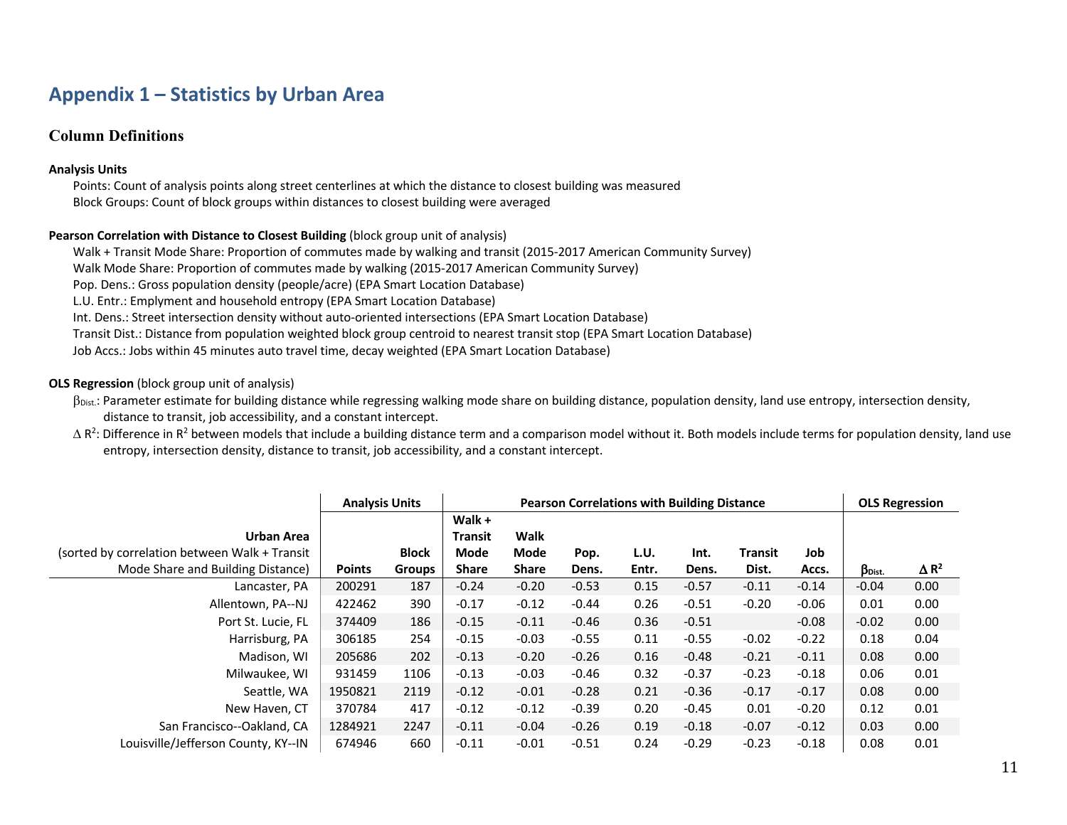## Appendix 1 – Statistics by Urban Area

### Column Definitions

**Analysis Units**

Points: Count of analysis points along street centerlines at which the distance to closest building was measured

Block Groups: Count of block groups within distances to closest building were averaged

**Pearson Correlation with Distance to Closest Building** (block group unit of analysis)

Walk + Transit Mode Share: Proportion of commutes made by walking and transit (2015-2017 American Community Survey)

Walk Mode Share: Proportion of commutes made by walking (2015-2017 American Community Survey)

Pop. Dens.: Gross population density (people/acre) (EPA Smart Location Database)

L.U. Entr.: Emplyment and household entropy (EPA Smart Location Database)

Int. Dens.: Street intersection density without auto-oriented intersections (EPA Smart Location Database)

Transit Dist.: Distance from population weighted block group centroid to nearest transit stop (EPA Smart Location Database)

Job Accs.: Jobs within 45 minutes auto travel time, decay weighted (EPA Smart Location Database)

**OLS Regression** (block group unit of analysis)

$\beta_{Dist.}$: Parameter estimate for building distance while regressing walking mode share on building distance, population density, land use entropy, intersection density, distance to transit, job accessibility, and a constant intercept.

$\Delta R^2$: Difference in $R^2$ between models that include a building distance term and a comparison model without it. Both models include terms for population density, land use entropy, intersection density, distance to transit, job accessibility, and a constant intercept.

| | Analysis Units | | Pearson Correlations with Building Distance | | | | | | | OLS Regression | |
|---|---|---|---|---|---|---|---|---|---|---|---|
| Urban Area (sorted by correlation between Walk + Transit Mode Share and Building Distance) | Points | Block Groups | Walk + Transit Mode Share | Walk Mode Share | Pop. Dens. | L.U. Entr. | Int. Dens. | Transit Dist. | Job Accs. | $\beta_{Dist.}$ | $\Delta R^2$ |
| Lancaster, PA | 200291 | 187 | -0.24 | -0.20 | -0.53 | 0.15 | -0.57 | -0.11 | -0.14 | -0.04 | 0.00 |
| Allentown, PA--NJ | 422462 | 390 | -0.17 | -0.12 | -0.44 | 0.26 | -0.51 | -0.20 | -0.06 | 0.01 | 0.00 |
| Port St. Lucie, FL | 374409 | 186 | -0.15 | -0.11 | -0.46 | 0.36 | -0.51 | | -0.08 | -0.02 | 0.00 |
| Harrisburg, PA | 306185 | 254 | -0.15 | -0.03 | -0.55 | 0.11 | -0.55 | -0.02 | -0.22 | 0.18 | 0.04 |
| Madison, WI | 205686 | 202 | -0.13 | -0.20 | -0.26 | 0.16 | -0.48 | -0.21 | -0.11 | 0.08 | 0.00 |
| Milwaukee, WI | 931459 | 1106 | -0.13 | -0.03 | -0.46 | 0.32 | -0.37 | -0.23 | -0.18 | 0.06 | 0.01 |
| Seattle, WA | 1950821 | 2119 | -0.12 | -0.01 | -0.28 | 0.21 | -0.36 | -0.17 | -0.17 | 0.08 | 0.00 |
| New Haven, CT | 370784 | 417 | -0.12 | -0.12 | -0.39 | 0.20 | -0.45 | 0.01 | -0.20 | 0.12 | 0.01 |
| San Francisco--Oakland, CA | 1284921 | 2247 | -0.11 | -0.04 | -0.26 | 0.19 | -0.18 | -0.07 | -0.12 | 0.03 | 0.00 |
| Louisville/Jefferson County, KY--IN | 674946 | 660 | -0.11 | -0.01 | -0.51 | 0.24 | -0.29 | -0.23 | -0.18 | 0.08 | 0.01 |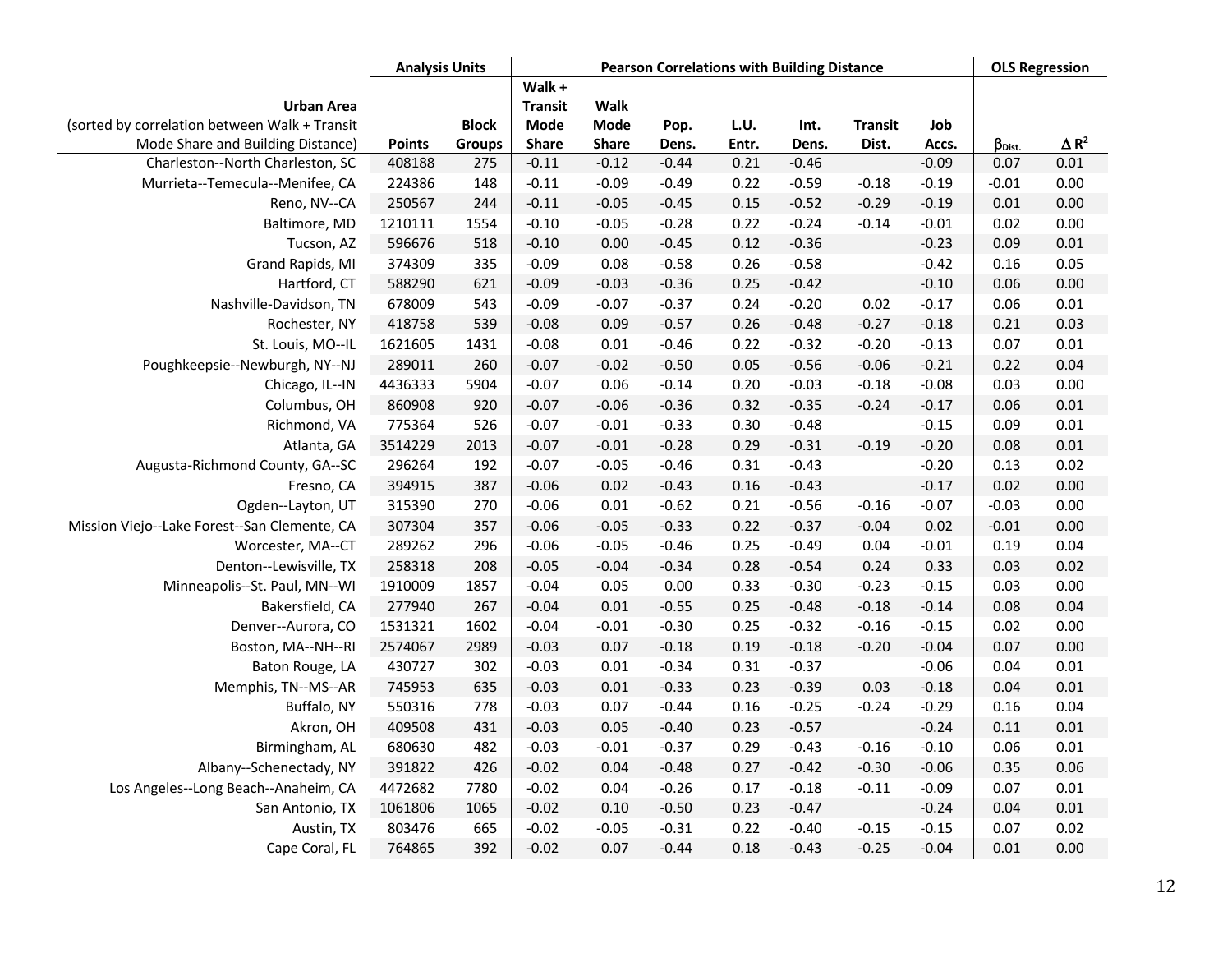| Urban Area (sorted by correlation between Walk + Transit Mode Share and Building Distance) | Analysis Units | | Pearson Correlations with Building Distance | | | | | | | OLS Regression | |
|---|---|---|---|---|---|---|---|---|---|---|---|
| | Points | Block Groups | Walk + Transit Mode Share | Walk Mode Share | Pop. Dens. | L.U. Entr. | Int. Dens. | Transit Dist. | Job Accs. | $\beta_{Dist.}$ | $\Delta R^2$ |
| Charleston--North Charleston, SC | 408188 | 275 | -0.11 | -0.12 | -0.44 | 0.21 | -0.46 | | -0.09 | 0.07 | 0.01 |
| Murrieta--Temecula--Menifee, CA | 224386 | 148 | -0.11 | -0.09 | -0.49 | 0.22 | -0.59 | -0.18 | -0.19 | -0.01 | 0.00 |
| Reno, NV--CA | 250567 | 244 | -0.11 | -0.05 | -0.45 | 0.15 | -0.52 | -0.29 | -0.19 | 0.01 | 0.00 |
| Baltimore, MD | 1210111 | 1554 | -0.10 | -0.05 | -0.28 | 0.22 | -0.24 | -0.14 | -0.01 | 0.02 | 0.00 |
| Tucson, AZ | 596676 | 518 | -0.10 | 0.00 | -0.45 | 0.12 | -0.36 | | -0.23 | 0.09 | 0.01 |
| Grand Rapids, MI | 374309 | 335 | -0.09 | 0.08 | -0.58 | 0.26 | -0.58 | | -0.42 | 0.16 | 0.05 |
| Hartford, CT | 588290 | 621 | -0.09 | -0.03 | -0.36 | 0.25 | -0.42 | | -0.10 | 0.06 | 0.00 |
| Nashville-Davidson, TN | 678009 | 543 | -0.09 | -0.07 | -0.37 | 0.24 | -0.20 | 0.02 | -0.17 | 0.06 | 0.01 |
| Rochester, NY | 418758 | 539 | -0.08 | 0.09 | -0.57 | 0.26 | -0.48 | -0.27 | -0.18 | 0.21 | 0.03 |
| St. Louis, MO--IL | 1621605 | 1431 | -0.08 | 0.01 | -0.46 | 0.22 | -0.32 | -0.20 | -0.13 | 0.07 | 0.01 |
| Poughkeepsie--Newburgh, NY--NJ | 289011 | 260 | -0.07 | -0.02 | -0.50 | 0.05 | -0.56 | -0.06 | -0.21 | 0.22 | 0.04 |
| Chicago, IL--IN | 4436333 | 5904 | -0.07 | 0.06 | -0.14 | 0.20 | -0.03 | -0.18 | -0.08 | 0.03 | 0.00 |
| Columbus, OH | 860908 | 920 | -0.07 | -0.06 | -0.36 | 0.32 | -0.35 | -0.24 | -0.17 | 0.06 | 0.01 |
| Richmond, VA | 775364 | 526 | -0.07 | -0.01 | -0.33 | 0.30 | -0.48 | | -0.15 | 0.09 | 0.01 |
| Atlanta, GA | 3514229 | 2013 | -0.07 | -0.01 | -0.28 | 0.29 | -0.31 | -0.19 | -0.20 | 0.08 | 0.01 |
| Augusta-Richmond County, GA--SC | 296264 | 192 | -0.07 | -0.05 | -0.46 | 0.31 | -0.43 | | -0.20 | 0.13 | 0.02 |
| Fresno, CA | 394915 | 387 | -0.06 | 0.02 | -0.43 | 0.16 | -0.43 | | -0.17 | 0.02 | 0.00 |
| Ogden--Layton, UT | 315390 | 270 | -0.06 | 0.01 | -0.62 | 0.21 | -0.56 | -0.16 | -0.07 | -0.03 | 0.00 |
| Mission Viejo--Lake Forest--San Clemente, CA | 307304 | 357 | -0.06 | -0.05 | -0.33 | 0.22 | -0.37 | -0.04 | 0.02 | -0.01 | 0.00 |
| Worcester, MA--CT | 289262 | 296 | -0.06 | -0.05 | -0.46 | 0.25 | -0.49 | 0.04 | -0.01 | 0.19 | 0.04 |
| Denton--Lewisville, TX | 258318 | 208 | -0.05 | -0.04 | -0.34 | 0.28 | -0.54 | 0.24 | 0.33 | 0.03 | 0.02 |
| Minneapolis--St. Paul, MN--WI | 1910009 | 1857 | -0.04 | 0.05 | 0.00 | 0.33 | -0.30 | -0.23 | -0.15 | 0.03 | 0.00 |
| Bakersfield, CA | 277940 | 267 | -0.04 | 0.01 | -0.55 | 0.25 | -0.48 | -0.18 | -0.14 | 0.08 | 0.04 |
| Denver--Aurora, CO | 1531321 | 1602 | -0.04 | -0.01 | -0.30 | 0.25 | -0.32 | -0.16 | -0.15 | 0.02 | 0.00 |
| Boston, MA--NH--RI | 2574067 | 2989 | -0.03 | 0.07 | -0.18 | 0.19 | -0.18 | -0.20 | -0.04 | 0.07 | 0.00 |
| Baton Rouge, LA | 430727 | 302 | -0.03 | 0.01 | -0.34 | 0.31 | -0.37 | | -0.06 | 0.04 | 0.01 |
| Memphis, TN--MS--AR | 745953 | 635 | -0.03 | 0.01 | -0.33 | 0.23 | -0.39 | 0.03 | -0.18 | 0.04 | 0.01 |
| Buffalo, NY | 550316 | 778 | -0.03 | 0.07 | -0.44 | 0.16 | -0.25 | -0.24 | -0.29 | 0.16 | 0.04 |
| Akron, OH | 409508 | 431 | -0.03 | 0.05 | -0.40 | 0.23 | -0.57 | | -0.24 | 0.11 | 0.01 |
| Birmingham, AL | 680630 | 482 | -0.03 | -0.01 | -0.37 | 0.29 | -0.43 | -0.16 | -0.10 | 0.06 | 0.01 |
| Albany--Schenectady, NY | 391822 | 426 | -0.02 | 0.04 | -0.48 | 0.27 | -0.42 | -0.30 | -0.06 | 0.35 | 0.06 |
| Los Angeles--Long Beach--Anaheim, CA | 4472682 | 7780 | -0.02 | 0.04 | -0.26 | 0.17 | -0.18 | -0.11 | -0.09 | 0.07 | 0.01 |
| San Antonio, TX | 1061806 | 1065 | -0.02 | 0.10 | -0.50 | 0.23 | -0.47 | | -0.24 | 0.04 | 0.01 |
| Austin, TX | 803476 | 665 | -0.02 | -0.05 | -0.31 | 0.22 | -0.40 | -0.15 | -0.15 | 0.07 | 0.02 |
| Cape Coral, FL | 764865 | 392 | -0.02 | 0.07 | -0.44 | 0.18 | -0.43 | -0.25 | -0.04 | 0.01 | 0.00 |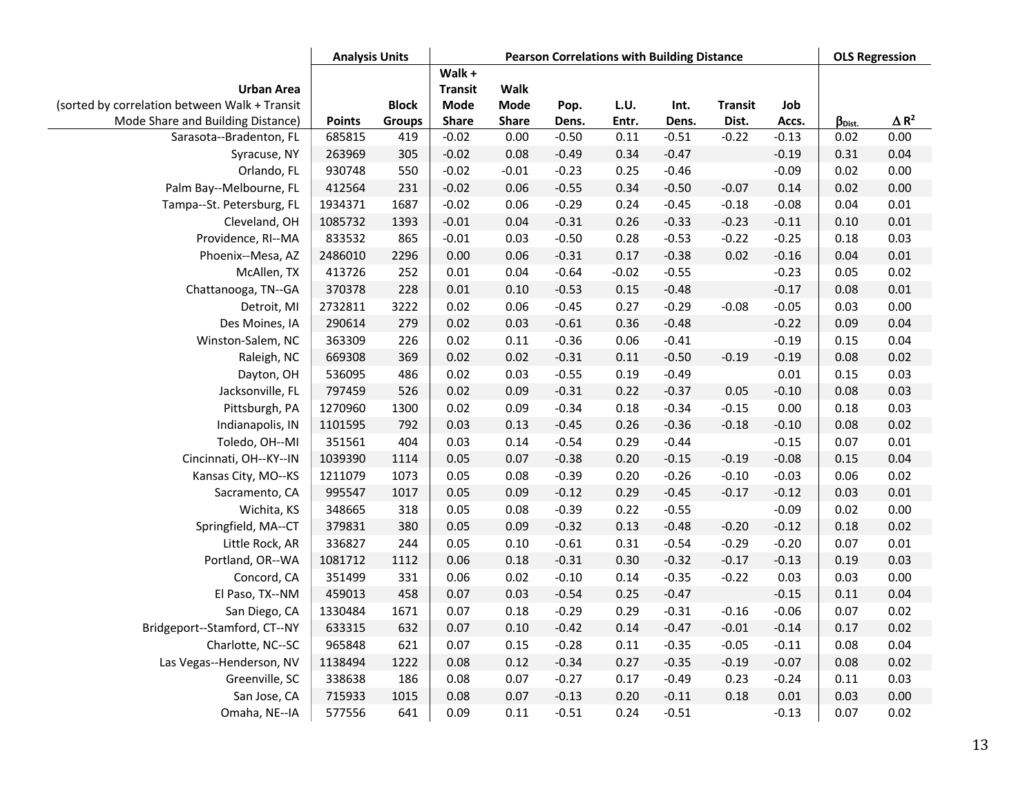| Urban Area (sorted by correlation between Walk + Transit Mode Share and Building Distance) | Analysis Units | | Pearson Correlations with Building Distance | | | | | | | OLS Regression | |
|---|---|---|---|---|---|---|---|---|---|---|---|
| | Points | Block Groups | Walk + Transit Mode Share | Walk Mode Share | Pop. Dens. | L.U. Entr. | Int. Dens. | Transit Dist. | Job Accs. | $\beta_{Dist.}$ | $\Delta R^2$ |
| Sarasota--Bradenton, FL | 685815 | 419 | -0.02 | 0.00 | -0.50 | 0.11 | -0.51 | -0.22 | -0.13 | 0.02 | 0.00 |
| Syracuse, NY | 263969 | 305 | -0.02 | 0.08 | -0.49 | 0.34 | -0.47 | | -0.19 | 0.31 | 0.04 |
| Orlando, FL | 930748 | 550 | -0.02 | -0.01 | -0.23 | 0.25 | -0.46 | | -0.09 | 0.02 | 0.00 |
| Palm Bay--Melbourne, FL | 412564 | 231 | -0.02 | 0.06 | -0.55 | 0.34 | -0.50 | -0.07 | 0.14 | 0.02 | 0.00 |
| Tampa--St. Petersburg, FL | 1934371 | 1687 | -0.02 | 0.06 | -0.29 | 0.24 | -0.45 | -0.18 | -0.08 | 0.04 | 0.01 |
| Cleveland, OH | 1085732 | 1393 | -0.01 | 0.04 | -0.31 | 0.26 | -0.33 | -0.23 | -0.11 | 0.10 | 0.01 |
| Providence, RI--MA | 833532 | 865 | -0.01 | 0.03 | -0.50 | 0.28 | -0.53 | -0.22 | -0.25 | 0.18 | 0.03 |
| Phoenix--Mesa, AZ | 2486010 | 2296 | 0.00 | 0.06 | -0.31 | 0.17 | -0.38 | 0.02 | -0.16 | 0.04 | 0.01 |
| McAllen, TX | 413726 | 252 | 0.01 | 0.04 | -0.64 | -0.02 | -0.55 | | -0.23 | 0.05 | 0.02 |
| Chattanooga, TN--GA | 370378 | 228 | 0.01 | 0.10 | -0.53 | 0.15 | -0.48 | | -0.17 | 0.08 | 0.01 |
| Detroit, MI | 2732811 | 3222 | 0.02 | 0.06 | -0.45 | 0.27 | -0.29 | -0.08 | -0.05 | 0.03 | 0.00 |
| Des Moines, IA | 290614 | 279 | 0.02 | 0.03 | -0.61 | 0.36 | -0.48 | | -0.22 | 0.09 | 0.04 |
| Winston-Salem, NC | 363309 | 226 | 0.02 | 0.11 | -0.36 | 0.06 | -0.41 | | -0.19 | 0.15 | 0.04 |
| Raleigh, NC | 669308 | 369 | 0.02 | 0.02 | -0.31 | 0.11 | -0.50 | -0.19 | -0.19 | 0.08 | 0.02 |
| Dayton, OH | 536095 | 486 | 0.02 | 0.03 | -0.55 | 0.19 | -0.49 | | 0.01 | 0.15 | 0.03 |
| Jacksonville, FL | 797459 | 526 | 0.02 | 0.09 | -0.31 | 0.22 | -0.37 | 0.05 | -0.10 | 0.08 | 0.03 |
| Pittsburgh, PA | 1270960 | 1300 | 0.02 | 0.09 | -0.34 | 0.18 | -0.34 | -0.15 | 0.00 | 0.18 | 0.03 |
| Indianapolis, IN | 1101595 | 792 | 0.03 | 0.13 | -0.45 | 0.26 | -0.36 | -0.18 | -0.10 | 0.08 | 0.02 |
| Toledo, OH--MI | 351561 | 404 | 0.03 | 0.14 | -0.54 | 0.29 | -0.44 | | -0.15 | 0.07 | 0.01 |
| Cincinnati, OH--KY--IN | 1039390 | 1114 | 0.05 | 0.07 | -0.38 | 0.20 | -0.15 | -0.19 | -0.08 | 0.15 | 0.04 |
| Kansas City, MO--KS | 1211079 | 1073 | 0.05 | 0.08 | -0.39 | 0.20 | -0.26 | -0.10 | -0.03 | 0.06 | 0.02 |
| Sacramento, CA | 995547 | 1017 | 0.05 | 0.09 | -0.12 | 0.29 | -0.45 | -0.17 | -0.12 | 0.03 | 0.01 |
| Wichita, KS | 348665 | 318 | 0.05 | 0.08 | -0.39 | 0.22 | -0.55 | | -0.09 | 0.02 | 0.00 |
| Springfield, MA--CT | 379831 | 380 | 0.05 | 0.09 | -0.32 | 0.13 | -0.48 | -0.20 | -0.12 | 0.18 | 0.02 |
| Little Rock, AR | 336827 | 244 | 0.05 | 0.10 | -0.61 | 0.31 | -0.54 | -0.29 | -0.20 | 0.07 | 0.01 |
| Portland, OR--WA | 1081712 | 1112 | 0.06 | 0.18 | -0.31 | 0.30 | -0.32 | -0.17 | -0.13 | 0.19 | 0.03 |
| Concord, CA | 351499 | 331 | 0.06 | 0.02 | -0.10 | 0.14 | -0.35 | -0.22 | 0.03 | 0.03 | 0.00 |
| El Paso, TX--NM | 459013 | 458 | 0.07 | 0.03 | -0.54 | 0.25 | -0.47 | | -0.15 | 0.11 | 0.04 |
| San Diego, CA | 1330484 | 1671 | 0.07 | 0.18 | -0.29 | 0.29 | -0.31 | -0.16 | -0.06 | 0.07 | 0.02 |
| Bridgeport--Stamford, CT--NY | 633315 | 632 | 0.07 | 0.10 | -0.42 | 0.14 | -0.47 | -0.01 | -0.14 | 0.17 | 0.02 |
| Charlotte, NC--SC | 965848 | 621 | 0.07 | 0.15 | -0.28 | 0.11 | -0.35 | -0.05 | -0.11 | 0.08 | 0.04 |
| Las Vegas--Henderson, NV | 1138494 | 1222 | 0.08 | 0.12 | -0.34 | 0.27 | -0.35 | -0.19 | -0.07 | 0.08 | 0.02 |
| Greenville, SC | 338638 | 186 | 0.08 | 0.07 | -0.27 | 0.17 | -0.49 | 0.23 | -0.24 | 0.11 | 0.03 |
| San Jose, CA | 715933 | 1015 | 0.08 | 0.07 | -0.13 | 0.20 | -0.11 | 0.18 | 0.01 | 0.03 | 0.00 |
| Omaha, NE--IA | 577556 | 641 | 0.09 | 0.11 | -0.51 | 0.24 | -0.51 | | -0.13 | 0.07 | 0.02 |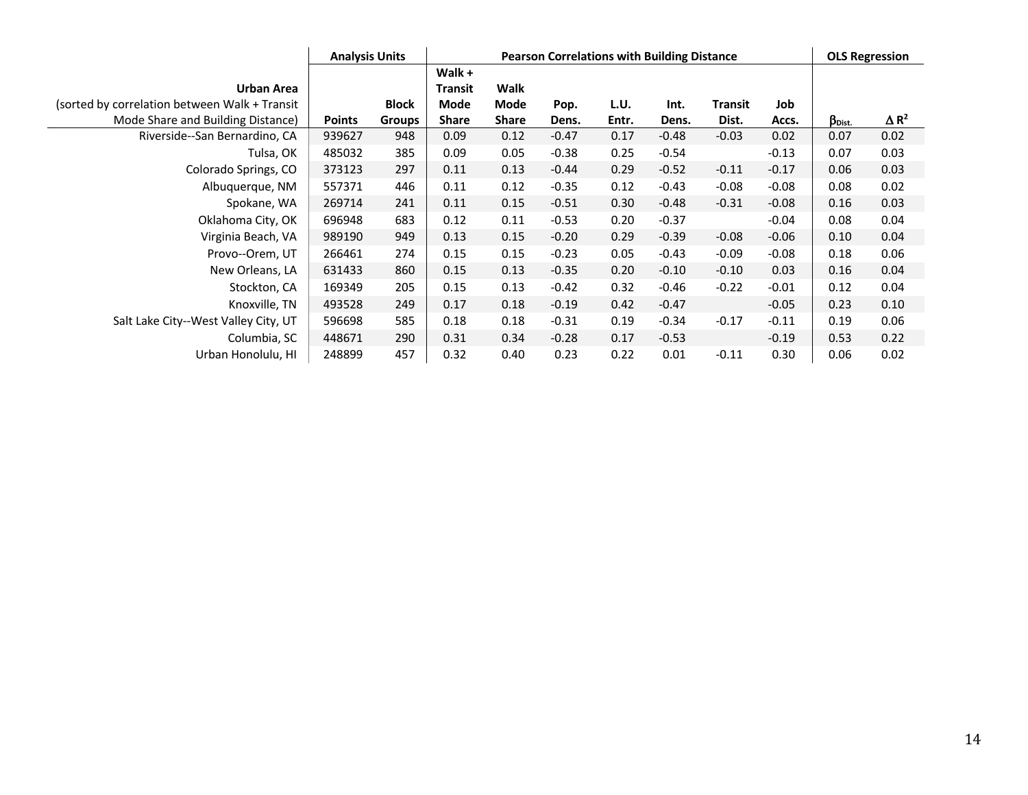| Urban Area (sorted by correlation between Walk + Transit Mode Share and Building Distance) | Analysis Units | | Pearson Correlations with Building Distance | | | | | | | OLS Regression | |
|---|---|---|---|---|---|---|---|---|---|---|---|
| | Points | Block Groups | Walk + Transit Mode Share | Walk Mode Share | Pop. Dens. | L.U. Entr. | Int. Dens. | Transit Dist. | Job Accs. | $\beta_{Dist.}$ | $\Delta R^2$ |
| Riverside--San Bernardino, CA | 939627 | 948 | 0.09 | 0.12 | -0.47 | 0.17 | -0.48 | -0.03 | 0.02 | 0.07 | 0.02 |
| Tulsa, OK | 485032 | 385 | 0.09 | 0.05 | -0.38 | 0.25 | -0.54 | | -0.13 | 0.07 | 0.03 |
| Colorado Springs, CO | 373123 | 297 | 0.11 | 0.13 | -0.44 | 0.29 | -0.52 | -0.11 | -0.17 | 0.06 | 0.03 |
| Albuquerque, NM | 557371 | 446 | 0.11 | 0.12 | -0.35 | 0.12 | -0.43 | -0.08 | -0.08 | 0.08 | 0.02 |
| Spokane, WA | 269714 | 241 | 0.11 | 0.15 | -0.51 | 0.30 | -0.48 | -0.31 | -0.08 | 0.16 | 0.03 |
| Oklahoma City, OK | 696948 | 683 | 0.12 | 0.11 | -0.53 | 0.20 | -0.37 | | -0.04 | 0.08 | 0.04 |
| Virginia Beach, VA | 989190 | 949 | 0.13 | 0.15 | -0.20 | 0.29 | -0.39 | -0.08 | -0.06 | 0.10 | 0.04 |
| Provo--Orem, UT | 266461 | 274 | 0.15 | 0.15 | -0.23 | 0.05 | -0.43 | -0.09 | -0.08 | 0.18 | 0.06 |
| New Orleans, LA | 631433 | 860 | 0.15 | 0.13 | -0.35 | 0.20 | -0.10 | -0.10 | 0.03 | 0.16 | 0.04 |
| Stockton, CA | 169349 | 205 | 0.15 | 0.13 | -0.42 | 0.32 | -0.46 | -0.22 | -0.01 | 0.12 | 0.04 |
| Knoxville, TN | 493528 | 249 | 0.17 | 0.18 | -0.19 | 0.42 | -0.47 | | -0.05 | 0.23 | 0.10 |
| Salt Lake City--West Valley City, UT | 596698 | 585 | 0.18 | 0.18 | -0.31 | 0.19 | -0.34 | -0.17 | -0.11 | 0.19 | 0.06 |
| Columbia, SC | 448671 | 290 | 0.31 | 0.34 | -0.28 | 0.17 | -0.53 | | -0.19 | 0.53 | 0.22 |
| Urban Honolulu, HI | 248899 | 457 | 0.32 | 0.40 | 0.23 | 0.22 | 0.01 | -0.11 | 0.30 | 0.06 | 0.02 |